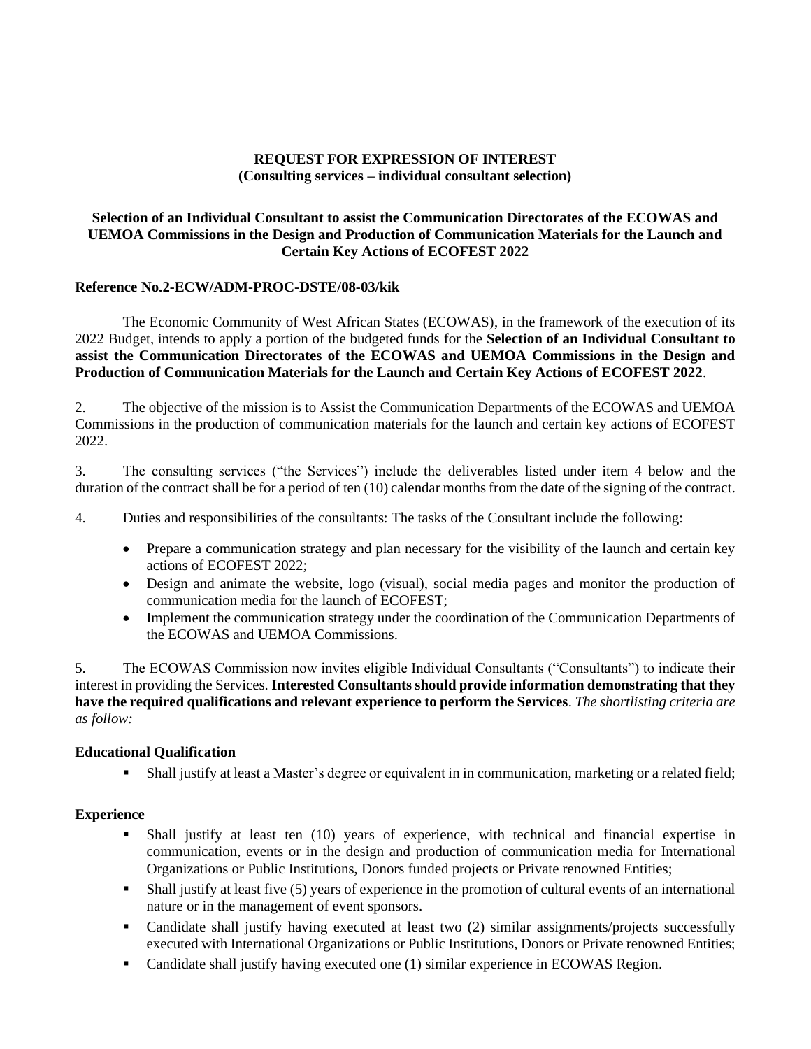**REQUEST FOR EXPRESSION OF INTEREST**
**(Consulting services – individual consultant selection)**

**Selection of an Individual Consultant to assist the Communication Directorates of the ECOWAS and UEMOA Commissions in the Design and Production of Communication Materials for the Launch and Certain Key Actions of ECOFEST 2022**

**Reference No.2-ECW/ADM-PROC-DSTE/08-03/kik**

The Economic Community of West African States (ECOWAS), in the framework of the execution of its 2022 Budget, intends to apply a portion of the budgeted funds for the **Selection of an Individual Consultant to assist the Communication Directorates of the ECOWAS and UEMOA Commissions in the Design and Production of Communication Materials for the Launch and Certain Key Actions of ECOFEST 2022**.

2. The objective of the mission is to Assist the Communication Departments of the ECOWAS and UEMOA Commissions in the production of communication materials for the launch and certain key actions of ECOFEST 2022.

3. The consulting services ("the Services") include the deliverables listed under item 4 below and the duration of the contract shall be for a period of ten (10) calendar months from the date of the signing of the contract.

4. Duties and responsibilities of the consultants: The tasks of the Consultant include the following:

- Prepare a communication strategy and plan necessary for the visibility of the launch and certain key actions of ECOFEST 2022;
- Design and animate the website, logo (visual), social media pages and monitor the production of communication media for the launch of ECOFEST;
- Implement the communication strategy under the coordination of the Communication Departments of the ECOWAS and UEMOA Commissions.

5. The ECOWAS Commission now invites eligible Individual Consultants ("Consultants") to indicate their interest in providing the Services. **Interested Consultants should provide information demonstrating that they have the required qualifications and relevant experience to perform the Services**. *The shortlisting criteria are as follow:*

**Educational Qualification**

- Shall justify at least a Master's degree or equivalent in in communication, marketing or a related field;

**Experience**

- Shall justify at least ten (10) years of experience, with technical and financial expertise in communication, events or in the design and production of communication media for International Organizations or Public Institutions, Donors funded projects or Private renowned Entities;
- Shall justify at least five (5) years of experience in the promotion of cultural events of an international nature or in the management of event sponsors.
- Candidate shall justify having executed at least two (2) similar assignments/projects successfully executed with International Organizations or Public Institutions, Donors or Private renowned Entities;
- Candidate shall justify having executed one (1) similar experience in ECOWAS Region.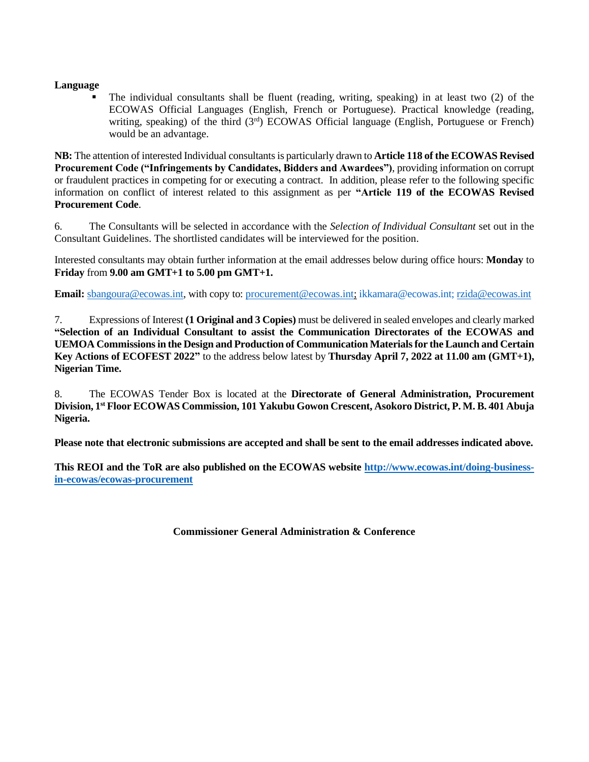**Language**

- The individual consultants shall be fluent (reading, writing, speaking) in at least two (2) of the ECOWAS Official Languages (English, French or Portuguese). Practical knowledge (reading, writing, speaking) of the third (3rd) ECOWAS Official language (English, Portuguese or French) would be an advantage.

**NB:** The attention of interested Individual consultants is particularly drawn to **Article 118 of the ECOWAS Revised Procurement Code ("Infringements by Candidates, Bidders and Awardees")**, providing information on corrupt or fraudulent practices in competing for or executing a contract. In addition, please refer to the following specific information on conflict of interest related to this assignment as per **"Article 119 of the ECOWAS Revised Procurement Code**.

6. The Consultants will be selected in accordance with the *Selection of Individual Consultant* set out in the Consultant Guidelines. The shortlisted candidates will be interviewed for the position.

Interested consultants may obtain further information at the email addresses below during office hours: **Monday** to **Friday** from **9.00 am GMT+1 to 5.00 pm GMT+1.**

**Email:** sbangoura@ecowas.int, with copy to: procurement@ecowas.int; ikkamara@ecowas.int; rzida@ecowas.int

7. Expressions of Interest **(1 Original and 3 Copies)** must be delivered in sealed envelopes and clearly marked **"Selection of an Individual Consultant to assist the Communication Directorates of the ECOWAS and UEMOA Commissions in the Design and Production of Communication Materials for the Launch and Certain Key Actions of ECOFEST 2022"** to the address below latest by **Thursday April 7, 2022 at 11.00 am (GMT+1), Nigerian Time.**

8. The ECOWAS Tender Box is located at the **Directorate of General Administration, Procurement Division, 1st Floor ECOWAS Commission, 101 Yakubu Gowon Crescent, Asokoro District, P. M. B. 401 Abuja Nigeria.**

**Please note that electronic submissions are accepted and shall be sent to the email addresses indicated above.**

**This REOI and the ToR are also published on the ECOWAS website http://www.ecowas.int/doing-business-in-ecowas/ecowas-procurement**

**Commissioner General Administration & Conference**